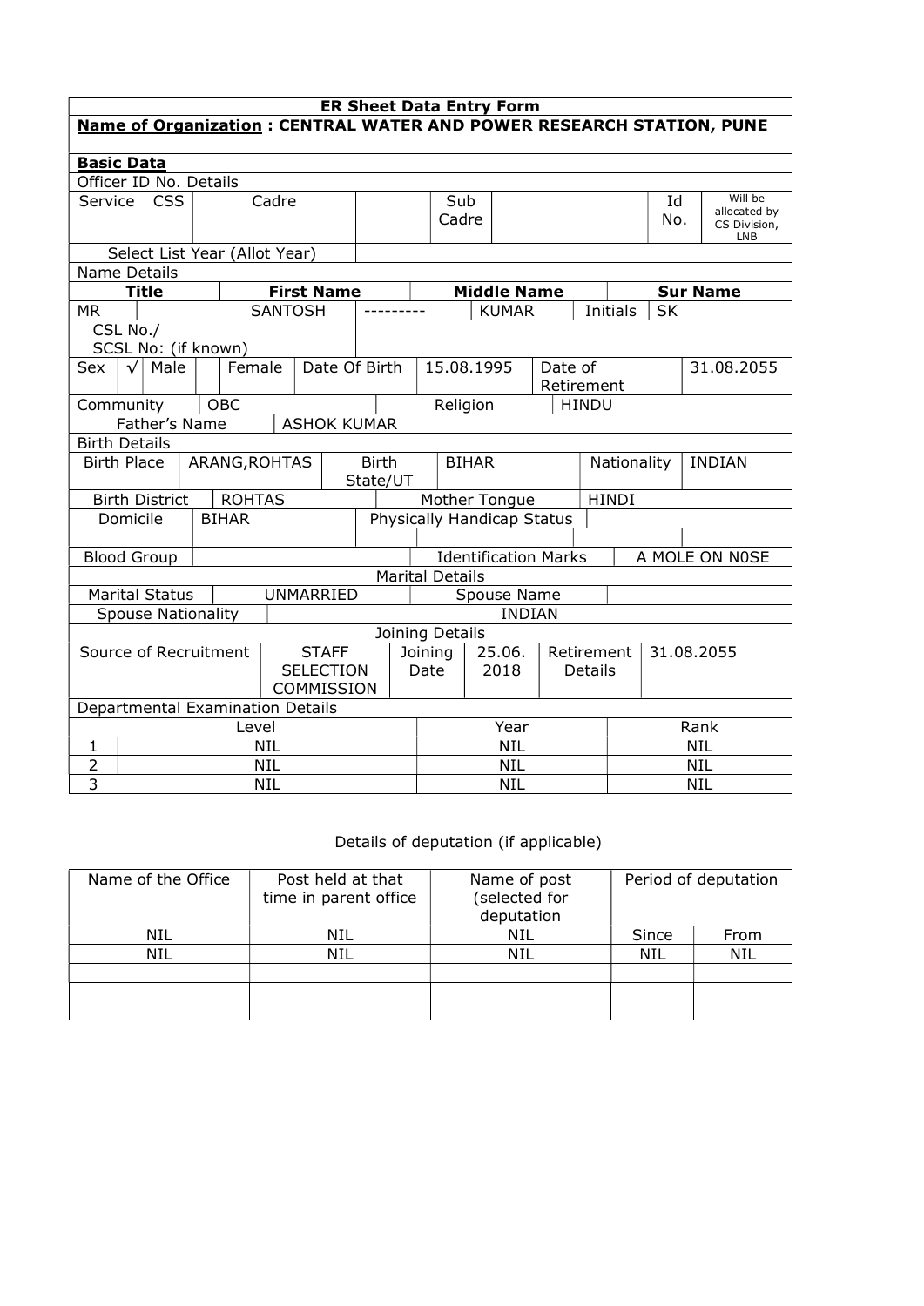# ER Sheet Data Entry Form

**Name of Organization : CENTRAL WATER AND POWER RESEARCH STATION, PUNE**

**Basic Data**

Officer ID No. Details

| Service | CSS | Cadre | | Sub Cadre | | Id No. | Will be allocated by CS Division, LNB |
|---|---|---|---|---|---|---|---|

| Select List Year (Allot Year) | |
|---|---|

Name Details

| Title | First Name | Middle Name | Sur Name |
|---|---|---|---|
| MR | SANTOSH | --------- | KUMAR |

Initials: SK

| CSL No./ SCSL No: (if known) | |
|---|---|

| Sex | √ Male | Female | Date Of Birth | 15.08.1995 | Date of Retirement | 31.08.2055 |
|---|---|---|---|---|---|---|

| Community | OBC | Religion | HINDU |
|---|---|---|---|
| Father's Name | ASHOK KUMAR | | |

Birth Details

| Birth Place | ARANG,ROHTAS | Birth State/UT | BIHAR | Nationality | INDIAN |
|---|---|---|---|---|---|
| Birth District | ROHTAS | Mother Tongue | HINDI | | |
| Domicile | BIHAR | Physically Handicap Status | | | |
| Blood Group | | Identification Marks | A MOLE ON N0SE | | |

Marital Details

| Marital Status | UNMARRIED | Spouse Name | |
|---|---|---|---|
| Spouse Nationality | INDIAN | | |

Joining Details

| Source of Recruitment | STAFF SELECTION COMMISSION | Joining Date | 25.06.2018 | Retirement Details | 31.08.2055 |
|---|---|---|---|---|---|

Departmental Examination Details

| | Level | Year | Rank |
|---|---|---|---|
| 1 | NIL | NIL | NIL |
| 2 | NIL | NIL | NIL |
| 3 | NIL | NIL | NIL |

Details of deputation (if applicable)

| Name of the Office | Post held at that time in parent office | Name of post (selected for deputation | Period of deputation | |
|---|---|---|---|---|
| NIL | NIL | NIL | Since | From |
| NIL | NIL | NIL | NIL | NIL |
| | | | | |
| | | | | |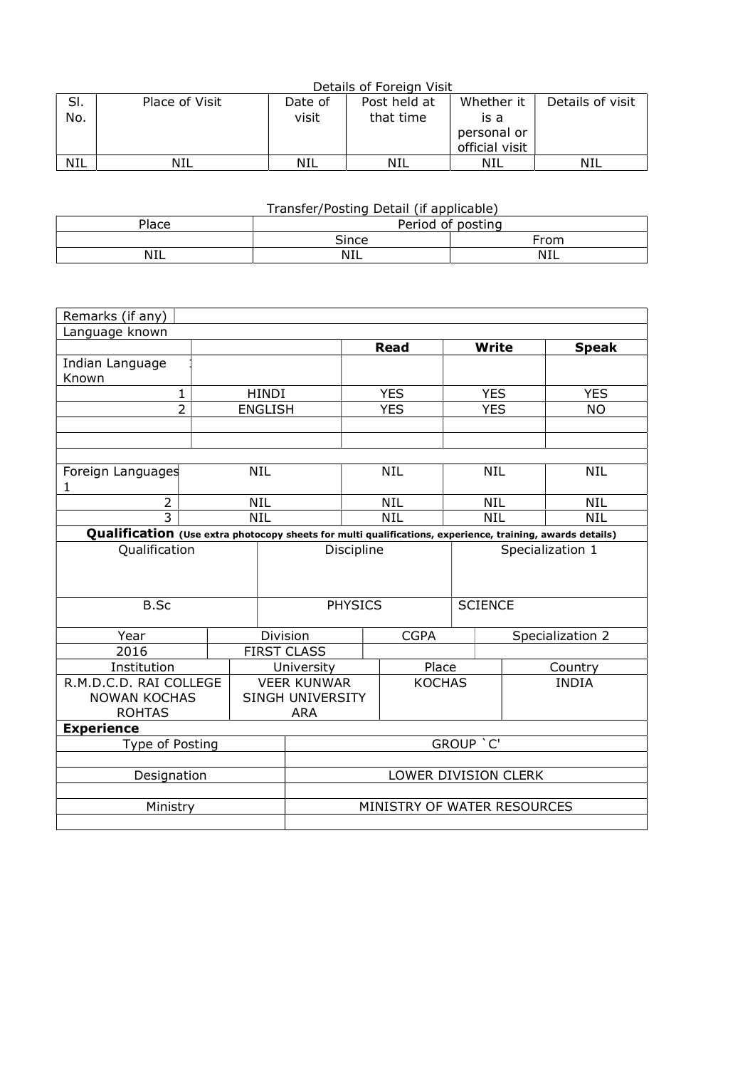Details of Foreign Visit

| Sl. No. | Place of Visit | Date of visit | Post held at that time | Whether it is a personal or official visit | Details of visit |
|---|---|---|---|---|---|
| NIL | NIL | NIL | NIL | NIL | NIL |

Transfer/Posting Detail (if applicable)

| Place | Period of posting | |
|---|---|---|
| | Since | From |
| NIL | NIL | NIL |

| Remarks (if any) | | | | |
|---|---|---|---|---|
| Language known | | | | |
| | | **Read** | **Write** | **Speak** |
| Indian Language Known | | | | |
| 1 | HINDI | YES | YES | YES |
| 2 | ENGLISH | YES | YES | NO |
| | | | | |
| | | | | |
| | | | | |
| Foreign Languages 1 | NIL | NIL | NIL | NIL |
| 2 | NIL | NIL | NIL | NIL |
| 3 | NIL | NIL | NIL | NIL |

**Qualification** **(Use extra photocopy sheets for multi qualifications, experience, training, awards details)**

| Qualification | Discipline | Specialization 1 |
|---|---|---|
| B.Sc | PHYSICS | SCIENCE |

| Year | Division | CGPA | Specialization 2 |
|---|---|---|---|
| 2016 | FIRST CLASS | | |

| Institution | University | Place | Country |
|---|---|---|---|
| R.M.D.C.D. RAI COLLEGE NOWAN KOCHAS ROHTAS | VEER KUNWAR SINGH UNIVERSITY ARA | KOCHAS | INDIA |

**Experience**

| Type of Posting | GROUP `C' |
|---|---|
| | |
| Designation | LOWER DIVISION CLERK |
| | |
| Ministry | MINISTRY OF WATER RESOURCES |
| | |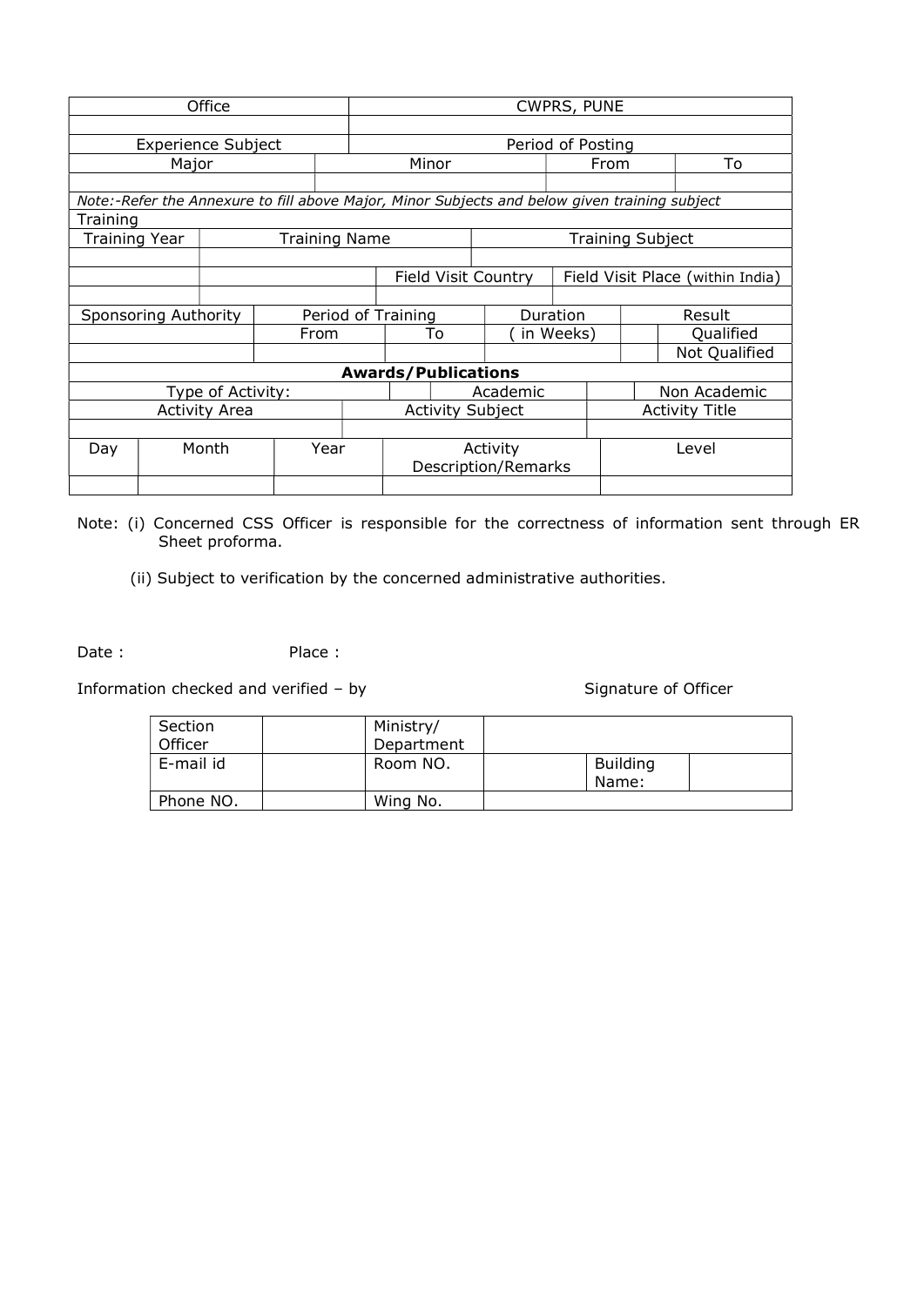| Office | | CWPRS, PUNE | | |
|---|---|---|---|---|
| | | | | |
| Experience Subject | | Period of Posting | | |
| Major | Minor | | From | To |
| | | | | |

*Note:-Refer the Annexure to fill above Major, Minor Subjects and below given training subject*

| Training | | | | |
|---|---|---|---|---|
| Training Year | Training Name | | Training Subject | |
| | | | | |
| | | Field Visit Country | Field Visit Place (within India) | |
| | | | | |

| Sponsoring Authority | Period of Training | | Duration | Result | |
|---|---|---|---|---|---|
| | From | To | ( in Weeks) | | Qualified |
| | | | | | Not Qualified |

| **Awards/Publications** | | | | | |
|---|---|---|---|---|---|
| Type of Activity: | | Academic | | Non Academic | |
| Activity Area | Activity Subject | | Activity Title | | |
| | | | | | |

| Day | Month | Year | Activity Description/Remarks | Level |
|---|---|---|---|---|
| | | | | |

Note: (i) Concerned CSS Officer is responsible for the correctness of information sent through ER Sheet proforma.

(ii) Subject to verification by the concerned administrative authorities.

Date : Place :

Information checked and verified – by Signature of Officer

| Section Officer | | Ministry/ Department | | | |
|---|---|---|---|---|---|
| E-mail id | | Room NO. | | Building Name: | |
| Phone NO. | | Wing No. | | | |